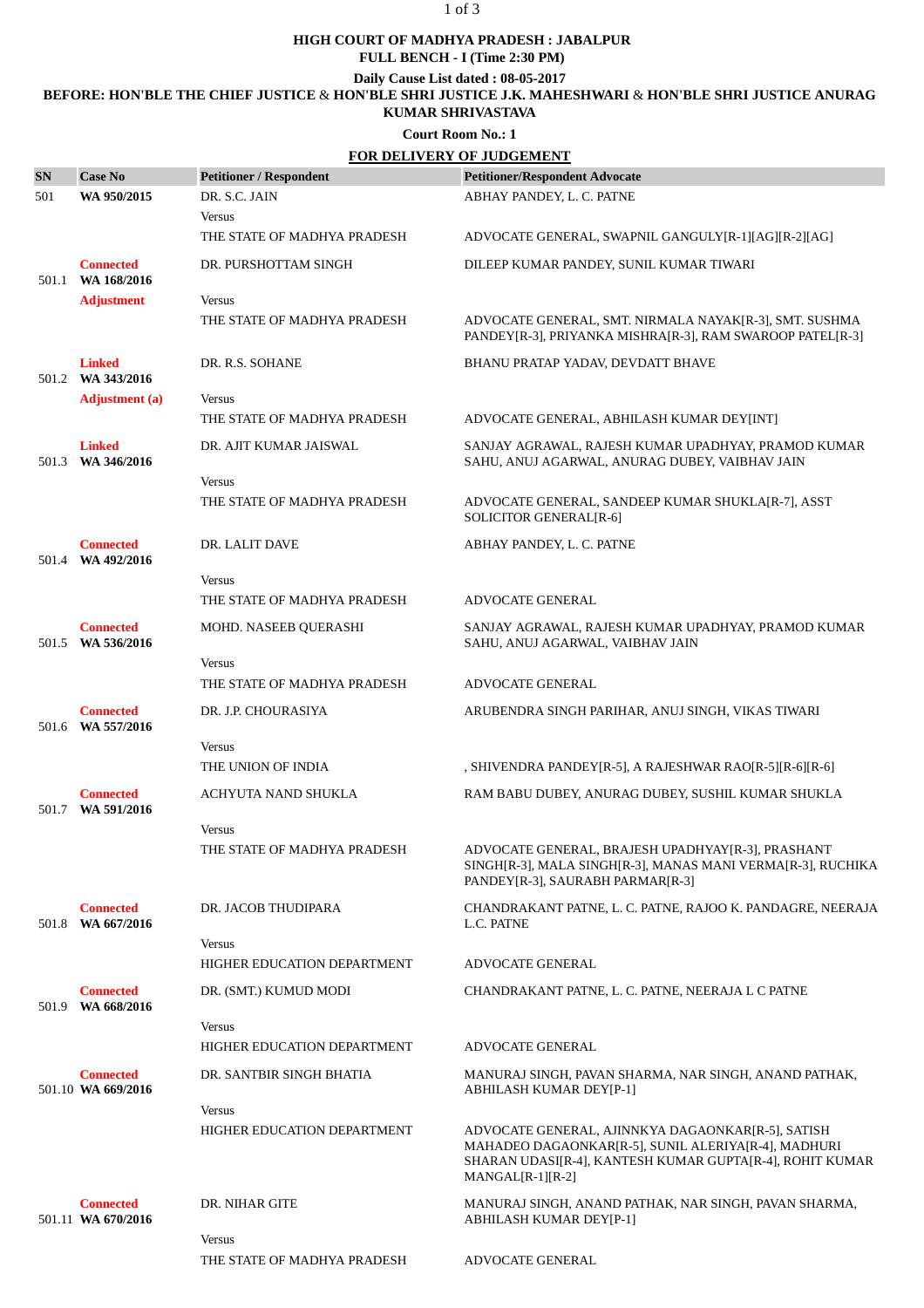**HIGH COURT OF MADHYA PRADESH : JABALPUR**

**FULL BENCH - I (Time 2:30 PM)**

**Daily Cause List dated : 08-05-2017**

**BEFORE: HON'BLE THE CHIEF JUSTICE & HON'BLE SHRI JUSTICE J.K. MAHESHWARI & HON'BLE SHRI JUSTICE ANURAG KUMAR SHRIVASTAVA**

**Court Room No.: 1**

**FOR DELIVERY OF JUDGEMENT**

| SN | Case No | Petitioner / Respondent | Petitioner/Respondent Advocate |
|---|---|---|---|
| 501 | **WA 950/2015** | DR. S.C. JAIN | ABHAY PANDEY, L. C. PATNE |
| | | Versus | |
| | | THE STATE OF MADHYA PRADESH | ADVOCATE GENERAL, SWAPNIL GANGULY[R-1][AG][R-2][AG] |
| 501.1 | **Connected** **WA 168/2016** **Adjustment** | DR. PURSHOTTAM SINGH | DILEEP KUMAR PANDEY, SUNIL KUMAR TIWARI |
| | | Versus | |
| | | THE STATE OF MADHYA PRADESH | ADVOCATE GENERAL, SMT. NIRMALA NAYAK[R-3], SMT. SUSHMA PANDEY[R-3], PRIYANKA MISHRA[R-3], RAM SWAROOP PATEL[R-3] |
| 501.2 | **Linked** **WA 343/2016** **Adjustment (a)** | DR. R.S. SOHANE | BHANU PRATAP YADAV, DEVDATT BHAVE |
| | | Versus | |
| | | THE STATE OF MADHYA PRADESH | ADVOCATE GENERAL, ABHILASH KUMAR DEY[INT] |
| 501.3 | **Linked** **WA 346/2016** | DR. AJIT KUMAR JAISWAL | SANJAY AGRAWAL, RAJESH KUMAR UPADHYAY, PRAMOD KUMAR SAHU, ANUJ AGARWAL, ANURAG DUBEY, VAIBHAV JAIN |
| | | Versus | |
| | | THE STATE OF MADHYA PRADESH | ADVOCATE GENERAL, SANDEEP KUMAR SHUKLA[R-7], ASST SOLICITOR GENERAL[R-6] |
| 501.4 | **Connected** **WA 492/2016** | DR. LALIT DAVE | ABHAY PANDEY, L. C. PATNE |
| | | Versus | |
| | | THE STATE OF MADHYA PRADESH | ADVOCATE GENERAL |
| 501.5 | **Connected** **WA 536/2016** | MOHD. NASEEB QUERASHI | SANJAY AGRAWAL, RAJESH KUMAR UPADHYAY, PRAMOD KUMAR SAHU, ANUJ AGARWAL, VAIBHAV JAIN |
| | | Versus | |
| | | THE STATE OF MADHYA PRADESH | ADVOCATE GENERAL |
| 501.6 | **Connected** **WA 557/2016** | DR. J.P. CHOURASIYA | ARUBENDRA SINGH PARIHAR, ANUJ SINGH, VIKAS TIWARI |
| | | Versus | |
| | | THE UNION OF INDIA | , SHIVENDRA PANDEY[R-5], A RAJESHWAR RAO[R-5][R-6][R-6] |
| 501.7 | **Connected** **WA 591/2016** | ACHYUTA NAND SHUKLA | RAM BABU DUBEY, ANURAG DUBEY, SUSHIL KUMAR SHUKLA |
| | | Versus | |
| | | THE STATE OF MADHYA PRADESH | ADVOCATE GENERAL, BRAJESH UPADHYAY[R-3], PRASHANT SINGH[R-3], MALA SINGH[R-3], MANAS MANI VERMA[R-3], RUCHIKA PANDEY[R-3], SAURABH PARMAR[R-3] |
| 501.8 | **Connected** **WA 667/2016** | DR. JACOB THUDIPARA | CHANDRAKANT PATNE, L. C. PATNE, RAJOO K. PANDAGRE, NEERAJA L.C. PATNE |
| | | Versus | |
| | | HIGHER EDUCATION DEPARTMENT | ADVOCATE GENERAL |
| 501.9 | **Connected** **WA 668/2016** | DR. (SMT.) KUMUD MODI | CHANDRAKANT PATNE, L. C. PATNE, NEERAJA L C PATNE |
| | | Versus | |
| | | HIGHER EDUCATION DEPARTMENT | ADVOCATE GENERAL |
| 501.10 | **Connected** **WA 669/2016** | DR. SANTBIR SINGH BHATIA | MANURAJ SINGH, PAVAN SHARMA, NAR SINGH, ANAND PATHAK, ABHILASH KUMAR DEY[P-1] |
| | | Versus | |
| | | HIGHER EDUCATION DEPARTMENT | ADVOCATE GENERAL, AJINNKYA DAGAONKAR[R-5], SATISH MAHADEO DAGAONKAR[R-5], SUNIL ALERIYA[R-4], MADHURI SHARAN UDASI[R-4], KANTESH KUMAR GUPTA[R-4], ROHIT KUMAR MANGAL[R-1][R-2] |
| 501.11 | **Connected** **WA 670/2016** | DR. NIHAR GITE | MANURAJ SINGH, ANAND PATHAK, NAR SINGH, PAVAN SHARMA, ABHILASH KUMAR DEY[P-1] |
| | | Versus | |
| | | THE STATE OF MADHYA PRADESH | ADVOCATE GENERAL |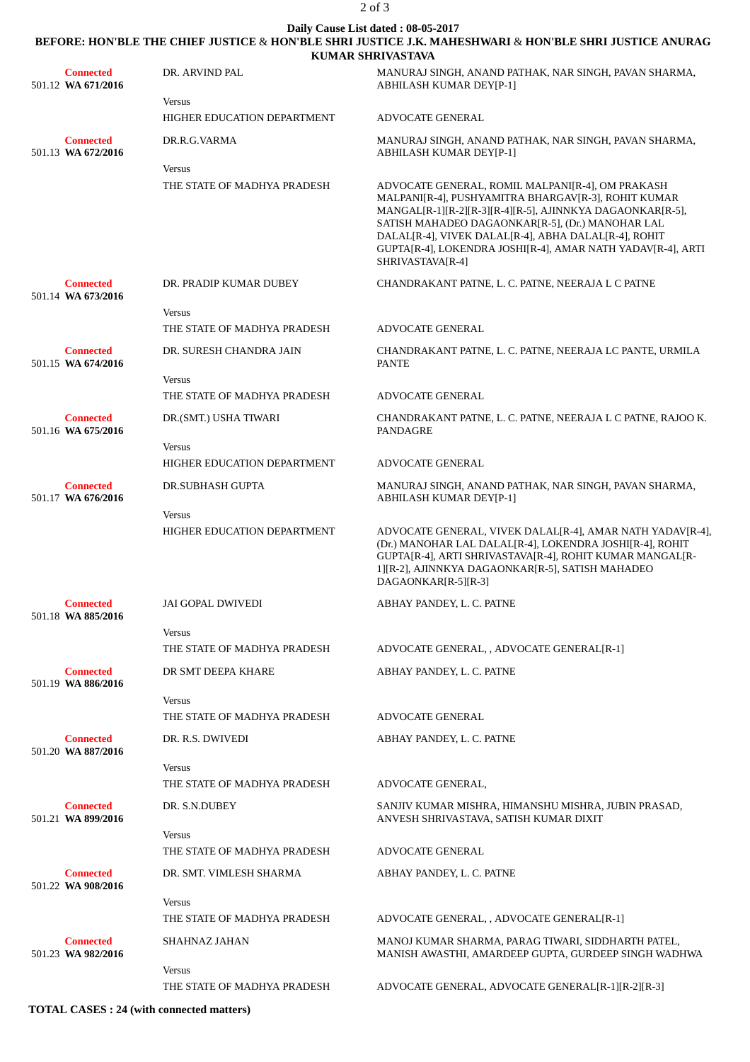**Daily Cause List dated : 08-05-2017**

**BEFORE: HON'BLE THE CHIEF JUSTICE & HON'BLE SHRI JUSTICE J.K. MAHESHWARI & HON'BLE SHRI JUSTICE ANURAG KUMAR SHRIVASTAVA**

| S.No. / Case | Parties | Advocates |
|---|---|---|
| **Connected** 501.12 **WA 671/2016** | DR. ARVIND PAL | MANURAJ SINGH, ANAND PATHAK, NAR SINGH, PAVAN SHARMA, ABHILASH KUMAR DEY[P-1] |
| | Versus | |
| | HIGHER EDUCATION DEPARTMENT | ADVOCATE GENERAL |
| **Connected** 501.13 **WA 672/2016** | DR.R.G.VARMA | MANURAJ SINGH, ANAND PATHAK, NAR SINGH, PAVAN SHARMA, ABHILASH KUMAR DEY[P-1] |
| | Versus | |
| | THE STATE OF MADHYA PRADESH | ADVOCATE GENERAL, ROMIL MALPANI[R-4], OM PRAKASH MALPANI[R-4], PUSHYAMITRA BHARGAV[R-3], ROHIT KUMAR MANGAL[R-1][R-2][R-3][R-4][R-5], AJINNKYA DAGAONKAR[R-5], SATISH MAHADEO DAGAONKAR[R-5], (Dr.) MANOHAR LAL DALAL[R-4], VIVEK DALAL[R-4], ABHA DALAL[R-4], ROHIT GUPTA[R-4], LOKENDRA JOSHI[R-4], AMAR NATH YADAV[R-4], ARTI SHRIVASTAVA[R-4] |
| **Connected** 501.14 **WA 673/2016** | DR. PRADIP KUMAR DUBEY | CHANDRAKANT PATNE, L. C. PATNE, NEERAJA L C PATNE |
| | Versus | |
| | THE STATE OF MADHYA PRADESH | ADVOCATE GENERAL |
| **Connected** 501.15 **WA 674/2016** | DR. SURESH CHANDRA JAIN | CHANDRAKANT PATNE, L. C. PATNE, NEERAJA LC PANTE, URMILA PANTE |
| | Versus | |
| | THE STATE OF MADHYA PRADESH | ADVOCATE GENERAL |
| **Connected** 501.16 **WA 675/2016** | DR.(SMT.) USHA TIWARI | CHANDRAKANT PATNE, L. C. PATNE, NEERAJA L C PATNE, RAJOO K. PANDAGRE |
| | Versus | |
| | HIGHER EDUCATION DEPARTMENT | ADVOCATE GENERAL |
| **Connected** 501.17 **WA 676/2016** | DR.SUBHASH GUPTA | MANURAJ SINGH, ANAND PATHAK, NAR SINGH, PAVAN SHARMA, ABHILASH KUMAR DEY[P-1] |
| | Versus | |
| | HIGHER EDUCATION DEPARTMENT | ADVOCATE GENERAL, VIVEK DALAL[R-4], AMAR NATH YADAV[R-4], (Dr.) MANOHAR LAL DALAL[R-4], LOKENDRA JOSHI[R-4], ROHIT GUPTA[R-4], ARTI SHRIVASTAVA[R-4], ROHIT KUMAR MANGAL[R-1][R-2], AJINNKYA DAGAONKAR[R-5], SATISH MAHADEO DAGAONKAR[R-5][R-3] |
| **Connected** 501.18 **WA 885/2016** | JAI GOPAL DWIVEDI | ABHAY PANDEY, L. C. PATNE |
| | Versus | |
| | THE STATE OF MADHYA PRADESH | ADVOCATE GENERAL, , ADVOCATE GENERAL[R-1] |
| **Connected** 501.19 **WA 886/2016** | DR SMT DEEPA KHARE | ABHAY PANDEY, L. C. PATNE |
| | Versus | |
| | THE STATE OF MADHYA PRADESH | ADVOCATE GENERAL |
| **Connected** 501.20 **WA 887/2016** | DR. R.S. DWIVEDI | ABHAY PANDEY, L. C. PATNE |
| | Versus | |
| | THE STATE OF MADHYA PRADESH | ADVOCATE GENERAL, |
| **Connected** 501.21 **WA 899/2016** | DR. S.N.DUBEY | SANJIV KUMAR MISHRA, HIMANSHU MISHRA, JUBIN PRASAD, ANVESH SHRIVASTAVA, SATISH KUMAR DIXIT |
| | Versus | |
| | THE STATE OF MADHYA PRADESH | ADVOCATE GENERAL |
| **Connected** 501.22 **WA 908/2016** | DR. SMT. VIMLESH SHARMA | ABHAY PANDEY, L. C. PATNE |
| | Versus | |
| | THE STATE OF MADHYA PRADESH | ADVOCATE GENERAL, , ADVOCATE GENERAL[R-1] |
| **Connected** 501.23 **WA 982/2016** | SHAHNAZ JAHAN | MANOJ KUMAR SHARMA, PARAG TIWARI, SIDDHARTH PATEL, MANISH AWASTHI, AMARDEEP GUPTA, GURDEEP SINGH WADHWA |
| | Versus | |
| | THE STATE OF MADHYA PRADESH | ADVOCATE GENERAL, ADVOCATE GENERAL[R-1][R-2][R-3] |

**TOTAL CASES : 24 (with connected matters)**